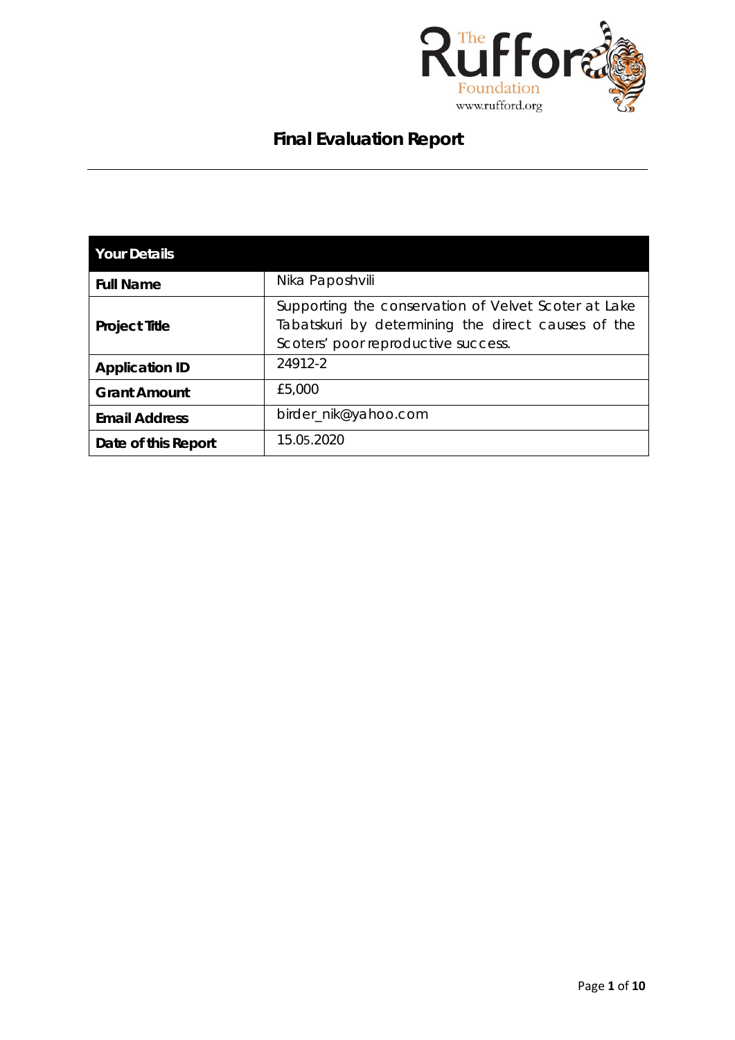# Final Evaluation Report

| Your Details | |
|---|---|
| **Full Name** | Nika Paposhvili |
| **Project Title** | Supporting the conservation of Velvet Scoter at Lake Tabatskuri by determining the direct causes of the Scoters' poor reproductive success. |
| **Application ID** | 24912-2 |
| **Grant Amount** | £5,000 |
| **Email Address** | birder_nik@yahoo.com |
| **Date of this Report** | 15.05.2020 |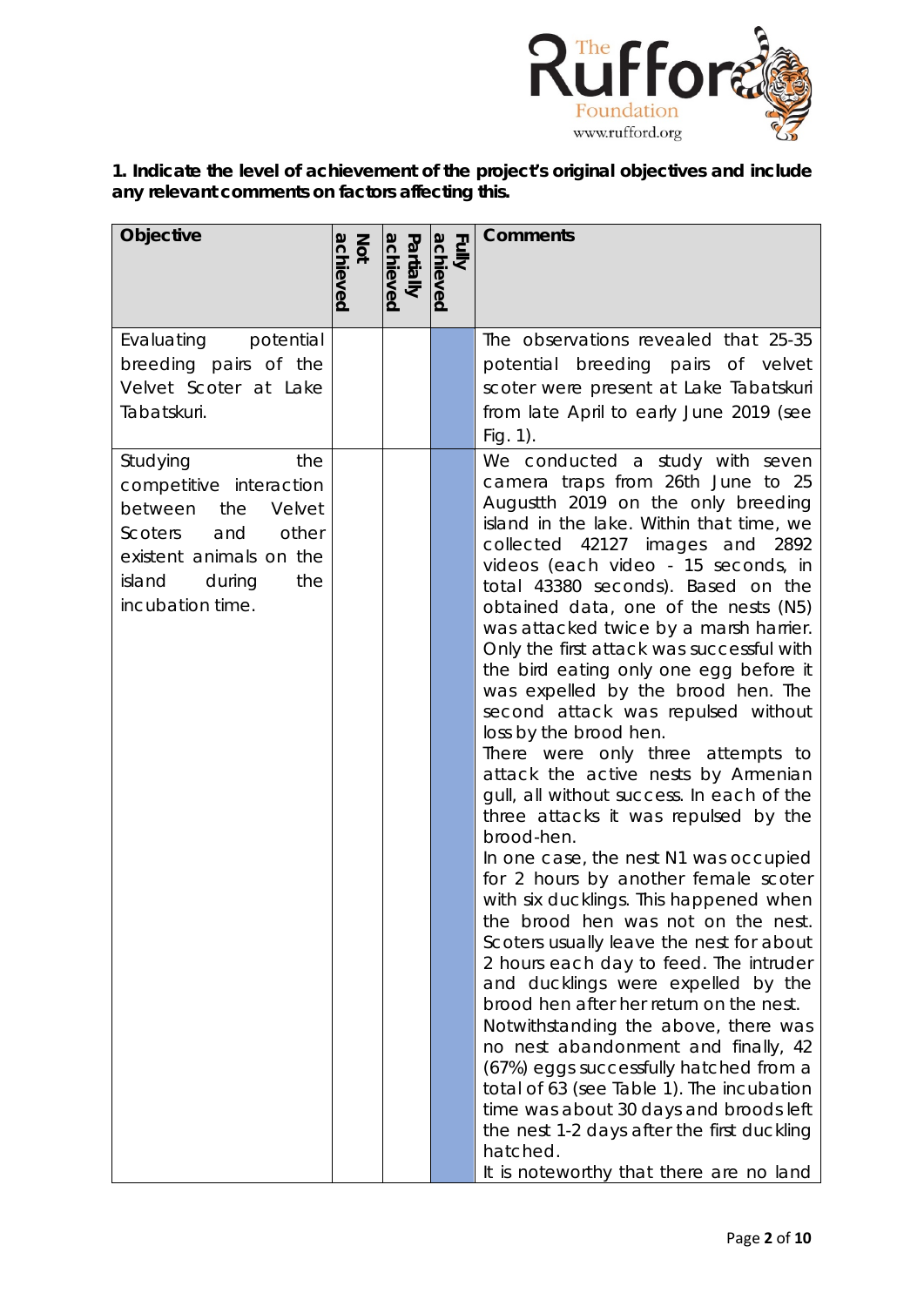**1. Indicate the level of achievement of the project's original objectives and include any relevant comments on factors affecting this.**

| Objective | Not achieved | Partially achieved | Fully achieved | Comments |
|---|---|---|---|---|
| Evaluating potential breeding pairs of the Velvet Scoter at Lake Tabatskuri. | | | | The observations revealed that 25-35 potential breeding pairs of velvet scoter were present at Lake Tabatskuri from late April to early June 2019 (see Fig. 1). |
| Studying the competitive interaction between the Velvet Scoters and other existent animals on the island during the incubation time. | | | | We conducted a study with seven camera traps from 26th June to 25 Augustth 2019 on the only breeding island in the lake. Within that time, we collected 42127 images and 2892 videos (each video - 15 seconds, in total 43380 seconds). Based on the obtained data, one of the nests (N5) was attacked twice by a marsh harrier. Only the first attack was successful with the bird eating only one egg before it was expelled by the brood hen. The second attack was repulsed without loss by the brood hen. There were only three attempts to attack the active nests by Armenian gull, all without success. In each of the three attacks it was repulsed by the brood-hen. In one case, the nest N1 was occupied for 2 hours by another female scoter with six ducklings. This happened when the brood hen was not on the nest. Scoters usually leave the nest for about 2 hours each day to feed. The intruder and ducklings were expelled by the brood hen after her return on the nest. Notwithstanding the above, there was no nest abandonment and finally, 42 (67%) eggs successfully hatched from a total of 63 (see Table 1). The incubation time was about 30 days and broods left the nest 1-2 days after the first duckling hatched. It is noteworthy that there are no land |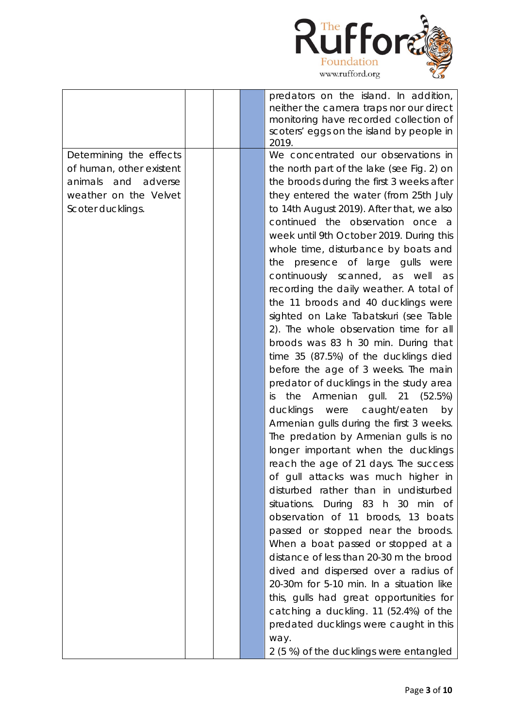| | | | | |
|---|---|---|---|---|
| | | | | predators on the island. In addition, neither the camera traps nor our direct monitoring have recorded collection of scoters' eggs on the island by people in 2019. |
| Determining the effects of human, other existent animals and adverse weather on the Velvet Scoter ducklings. | | | | We concentrated our observations in the north part of the lake (see Fig. 2) on the broods during the first 3 weeks after they entered the water (from 25th July to 14th August 2019). After that, we also continued the observation once a week until 9th October 2019. During this whole time, disturbance by boats and the presence of large gulls were continuously scanned, as well as recording the daily weather. A total of the 11 broods and 40 ducklings were sighted on Lake Tabatskuri (see Table 2). The whole observation time for all broods was 83 h 30 min. During that time 35 (87.5%) of the ducklings died before the age of 3 weeks. The main predator of ducklings in the study area is the Armenian gull. 21 (52.5%) ducklings were caught/eaten by Armenian gulls during the first 3 weeks. The predation by Armenian gulls is no longer important when the ducklings reach the age of 21 days. The success of gull attacks was much higher in disturbed rather than in undisturbed situations. During 83 h 30 min of observation of 11 broods, 13 boats passed or stopped near the broods. When a boat passed or stopped at a distance of less than 20-30 m the brood dived and dispersed over a radius of 20-30m for 5-10 min. In a situation like this, gulls had great opportunities for catching a duckling. 11 (52.4%) of the predated ducklings were caught in this way.<br>2 (5 %) of the ducklings were entangled |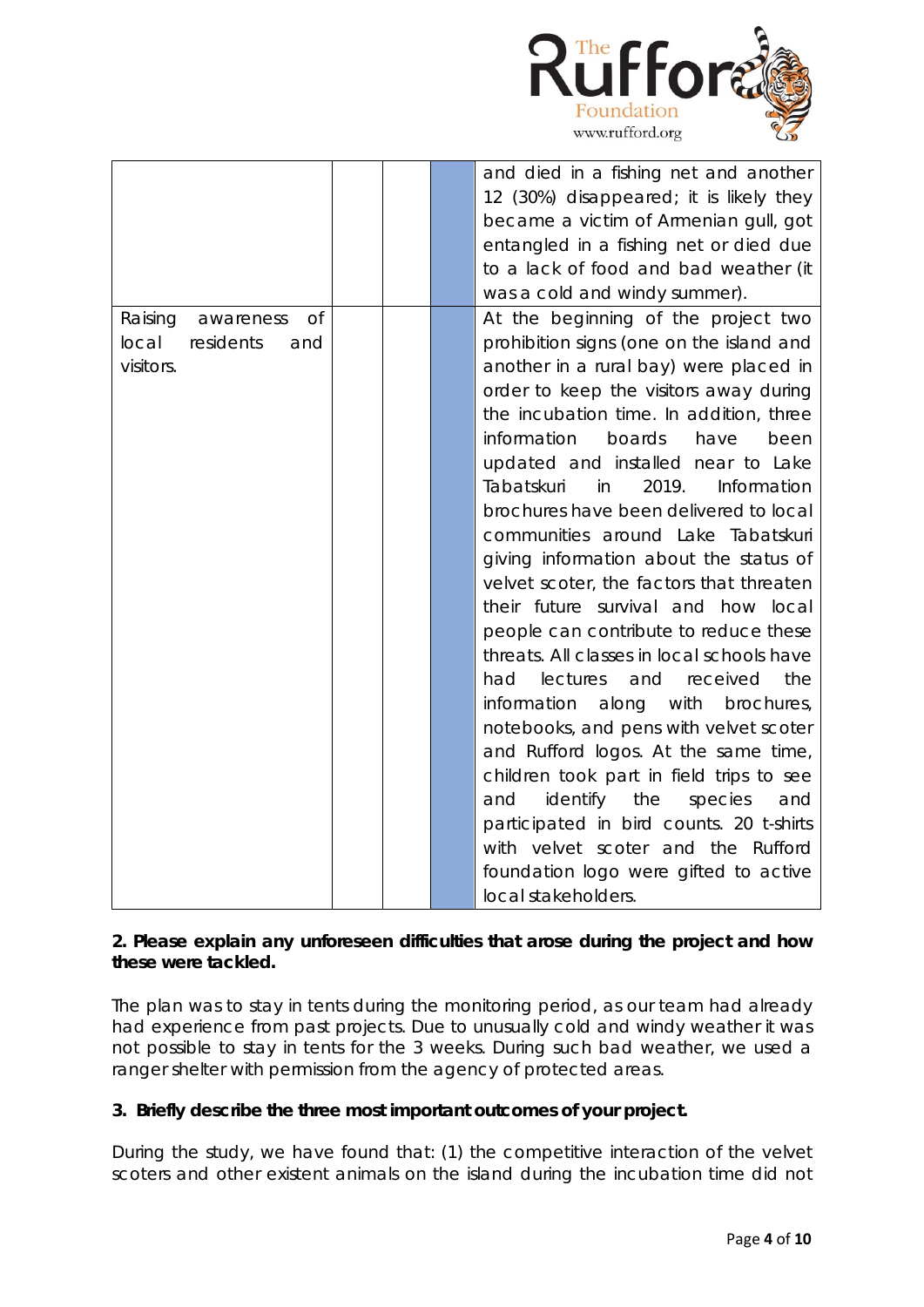| | | | | |
|---|---|---|---|---|
| | | | | and died in a fishing net and another 12 (30%) disappeared; it is likely they became a victim of Armenian gull, got entangled in a fishing net or died due to a lack of food and bad weather (it was a cold and windy summer). |
| Raising awareness of local residents and visitors. | | | | At the beginning of the project two prohibition signs (one on the island and another in a rural bay) were placed in order to keep the visitors away during the incubation time. In addition, three information boards have been updated and installed near to Lake Tabatskuri in 2019. Information brochures have been delivered to local communities around Lake Tabatskuri giving information about the status of velvet scoter, the factors that threaten their future survival and how local people can contribute to reduce these threats. All classes in local schools have had lectures and received the information along with brochures, notebooks, and pens with velvet scoter and Rufford logos. At the same time, children took part in field trips to see and identify the species and participated in bird counts. 20 t-shirts with velvet scoter and the Rufford foundation logo were gifted to active local stakeholders. |

**2. Please explain any unforeseen difficulties that arose during the project and how these were tackled.**

The plan was to stay in tents during the monitoring period, as our team had already had experience from past projects. Due to unusually cold and windy weather it was not possible to stay in tents for the 3 weeks. During such bad weather, we used a ranger shelter with permission from the agency of protected areas.

**3. Briefly describe the three most important outcomes of your project.**

During the study, we have found that: (1) the competitive interaction of the velvet scoters and other existent animals on the island during the incubation time did not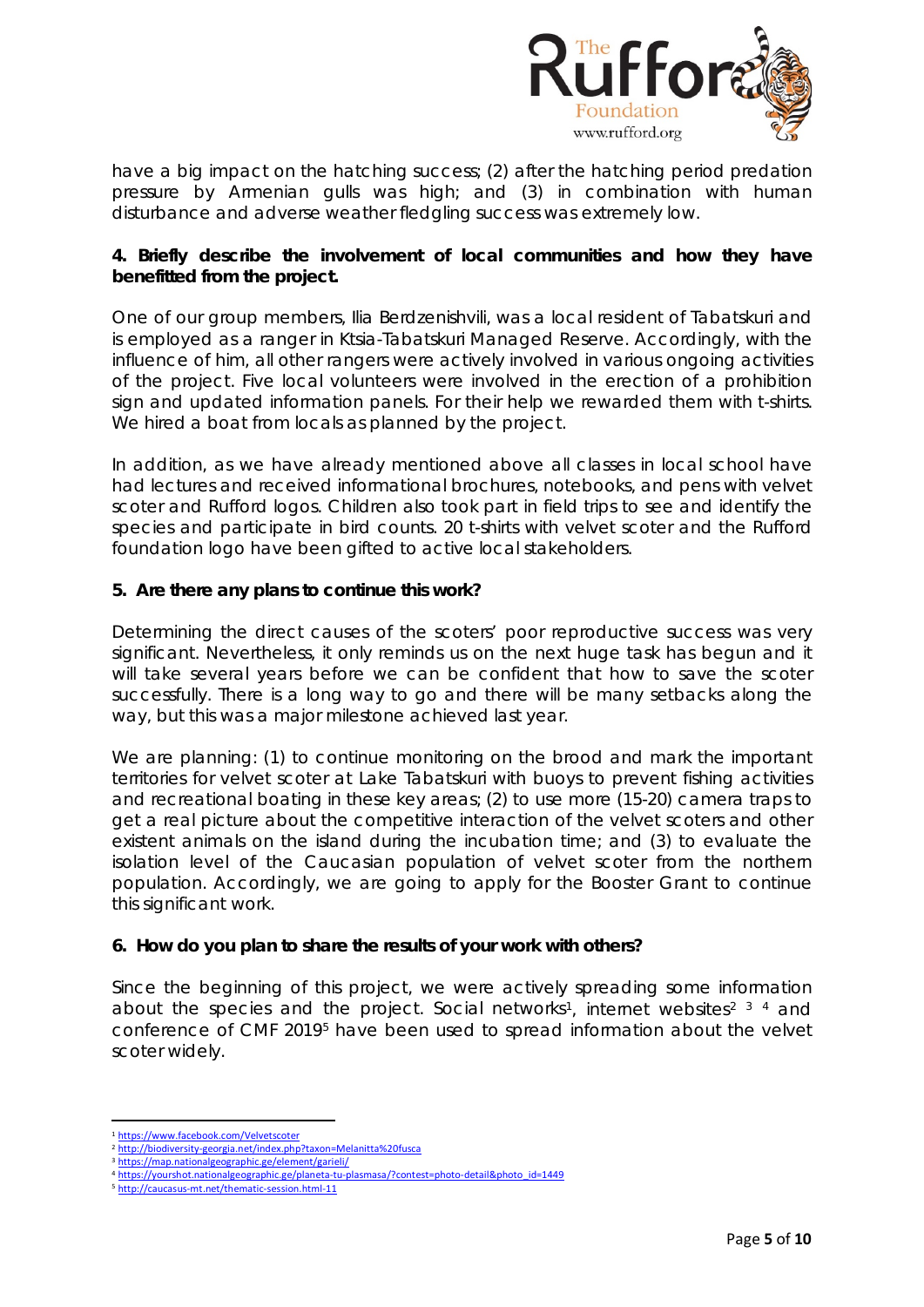have a big impact on the hatching success; (2) after the hatching period predation pressure by Armenian gulls was high; and (3) in combination with human disturbance and adverse weather fledgling success was extremely low.

**4. Briefly describe the involvement of local communities and how they have benefitted from the project.**

One of our group members, Ilia Berdzenishvili, was a local resident of Tabatskuri and is employed as a ranger in Ktsia-Tabatskuri Managed Reserve. Accordingly, with the influence of him, all other rangers were actively involved in various ongoing activities of the project. Five local volunteers were involved in the erection of a prohibition sign and updated information panels. For their help we rewarded them with t-shirts. We hired a boat from locals as planned by the project.

In addition, as we have already mentioned above all classes in local school have had lectures and received informational brochures, notebooks, and pens with velvet scoter and Rufford logos. Children also took part in field trips to see and identify the species and participate in bird counts. 20 t-shirts with velvet scoter and the Rufford foundation logo have been gifted to active local stakeholders.

**5. Are there any plans to continue this work?**

Determining the direct causes of the scoters' poor reproductive success was very significant. Nevertheless, it only reminds us on the next huge task has begun and it will take several years before we can be confident that how to save the scoter successfully. There is a long way to go and there will be many setbacks along the way, but this was a major milestone achieved last year.

We are planning: (1) to continue monitoring on the brood and mark the important territories for velvet scoter at Lake Tabatskuri with buoys to prevent fishing activities and recreational boating in these key areas; (2) to use more (15-20) camera traps to get a real picture about the competitive interaction of the velvet scoters and other existent animals on the island during the incubation time; and (3) to evaluate the isolation level of the Caucasian population of velvet scoter from the northern population. Accordingly, we are going to apply for the Booster Grant to continue this significant work.

**6. How do you plan to share the results of your work with others?**

Since the beginning of this project, we were actively spreading some information about the species and the project. Social networks[1], internet websites[2] [3] [4] and conference of CMF 2019[5] have been used to spread information about the velvet scoter widely.

---

[1] https://www.facebook.com/Velvetscoter
[2] http://biodiversity-georgia.net/index.php?taxon=Melanitta%20fusca
[3] https://map.nationalgeographic.ge/element/garieli/
[4] https://yourshot.nationalgeographic.ge/planeta-tu-plasmasa/?contest=photo-detail&photo_id=1449
[5] http://caucasus-mt.net/thematic-session.html-11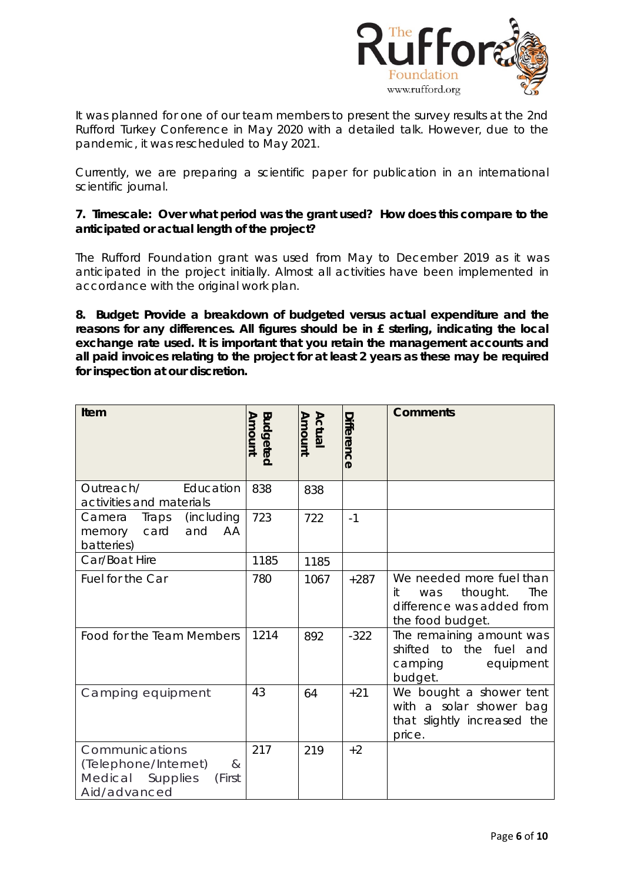It was planned for one of our team members to present the survey results at the 2nd Rufford Turkey Conference in May 2020 with a detailed talk. However, due to the pandemic, it was rescheduled to May 2021.

Currently, we are preparing a scientific paper for publication in an international scientific journal.

**7. Timescale: Over what period was the grant used? How does this compare to the anticipated or actual length of the project?**

The Rufford Foundation grant was used from May to December 2019 as it was anticipated in the project initially. Almost all activities have been implemented in accordance with the original work plan.

**8. Budget: Provide a breakdown of budgeted versus actual expenditure and the reasons for any differences. All figures should be in £ sterling, indicating the local exchange rate used. It is important that you retain the management accounts and all paid invoices relating to the project for at least 2 years as these may be required for inspection at our discretion.**

| Item | Budgeted Amount | Actual Amount | Difference | Comments |
|---|---|---|---|---|
| Outreach/ Education activities and materials | 838 | 838 | | |
| Camera Traps (including memory card and AA batteries) | 723 | 722 | -1 | |
| Car/Boat Hire | 1185 | 1185 | | |
| Fuel for the Car | 780 | 1067 | +287 | We needed more fuel than it was thought. The difference was added from the food budget. |
| Food for the Team Members | 1214 | 892 | -322 | The remaining amount was shifted to the fuel and camping equipment budget. |
| Camping equipment | 43 | 64 | +21 | We bought a shower tent with a solar shower bag that slightly increased the price. |
| Communications (Telephone/Internet) & Medical Supplies (First Aid/advanced | 217 | 219 | +2 | |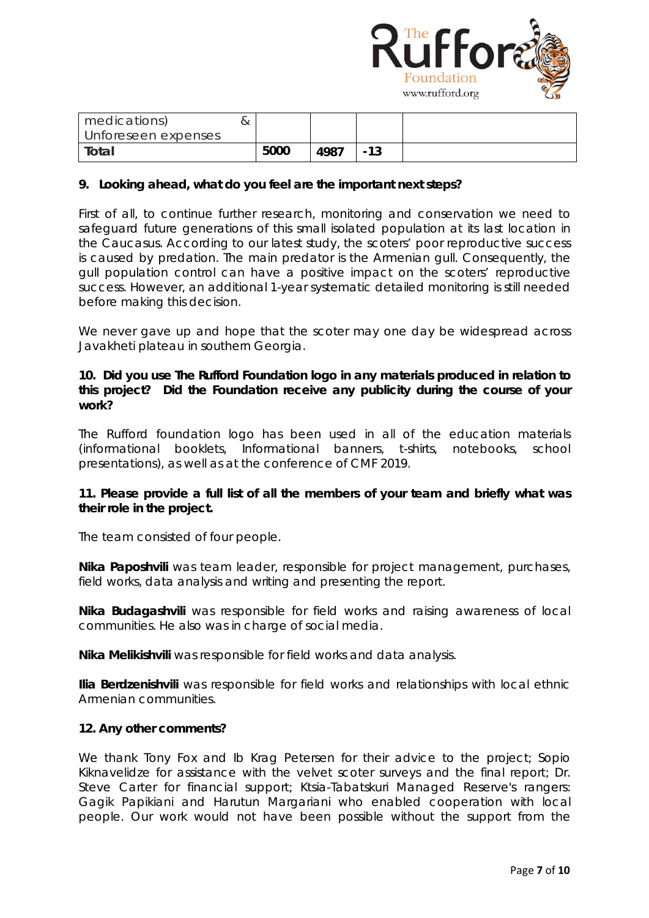| medications) & Unforeseen expenses | | | | |
|---|---|---|---|---|
| **Total** | **5000** | **4987** | **-13** | |

**9. Looking ahead, what do you feel are the important next steps?**

First of all, to continue further research, monitoring and conservation we need to safeguard future generations of this small isolated population at its last location in the Caucasus. According to our latest study, the scoters' poor reproductive success is caused by predation. The main predator is the Armenian gull. Consequently, the gull population control can have a positive impact on the scoters' reproductive success. However, an additional 1-year systematic detailed monitoring is still needed before making this decision.

We never gave up and hope that the scoter may one day be widespread across Javakheti plateau in southern Georgia.

**10. Did you use The Rufford Foundation logo in any materials produced in relation to this project? Did the Foundation receive any publicity during the course of your work?**

The Rufford foundation logo has been used in all of the education materials (informational booklets, Informational banners, t-shirts, notebooks, school presentations), as well as at the conference of CMF 2019.

**11. Please provide a full list of all the members of your team and briefly what was their role in the project.**

The team consisted of four people.

**Nika Paposhvili** was team leader, responsible for project management, purchases, field works, data analysis and writing and presenting the report.

**Nika Budagashvili** was responsible for field works and raising awareness of local communities. He also was in charge of social media.

**Nika Melikishvili** was responsible for field works and data analysis.

**Ilia Berdzenishvili** was responsible for field works and relationships with local ethnic Armenian communities.

**12. Any other comments?**

We thank Tony Fox and Ib Krag Petersen for their advice to the project; Sopio Kiknavelidze for assistance with the velvet scoter surveys and the final report; Dr. Steve Carter for financial support; Ktsia-Tabatskuri Managed Reserve's rangers: Gagik Papikiani and Harutun Margariani who enabled cooperation with local people. Our work would not have been possible without the support from the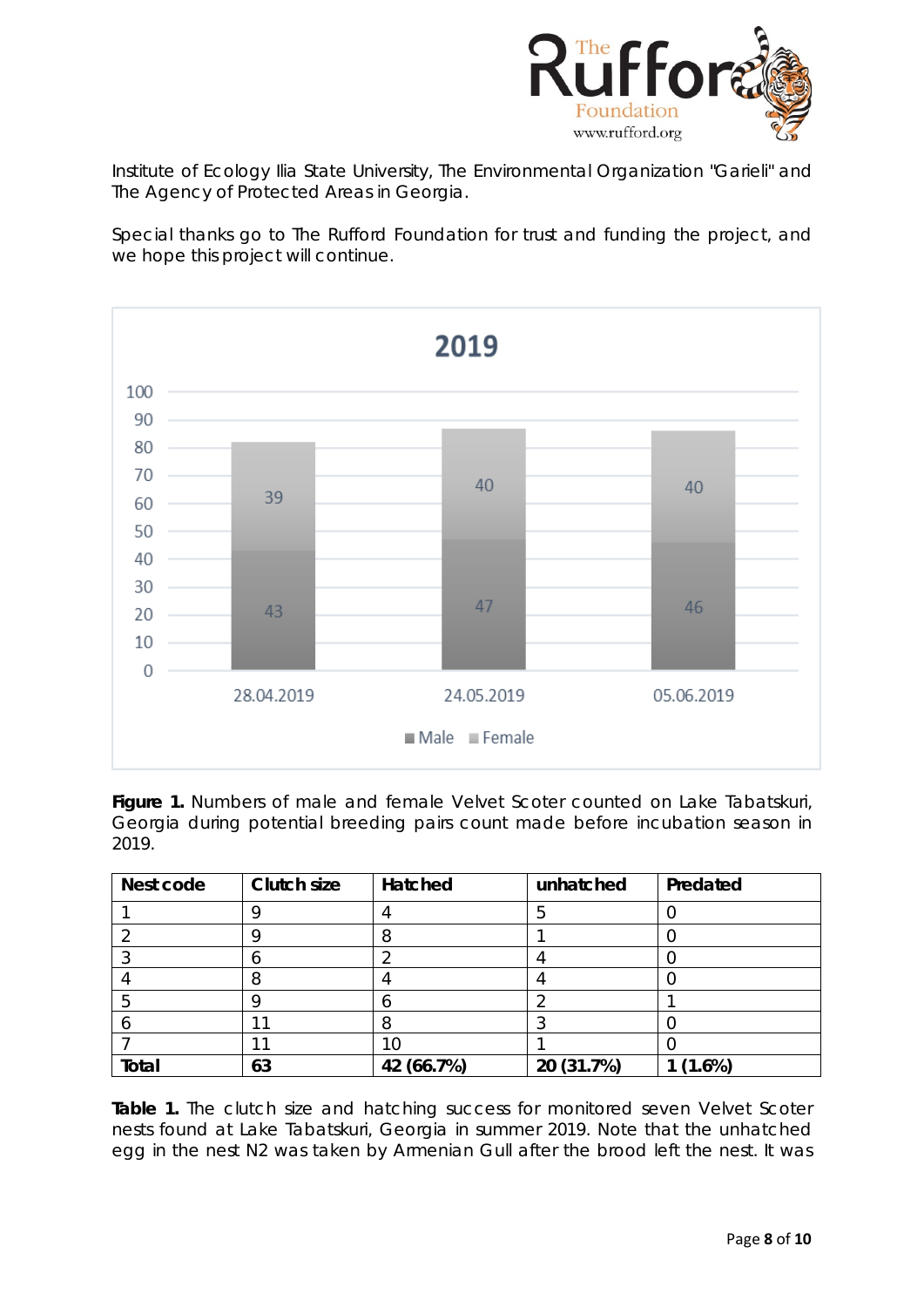Institute of Ecology Ilia State University, The Environmental Organization "Garieli" and The Agency of Protected Areas in Georgia.

Special thanks go to The Rufford Foundation for trust and funding the project, and we hope this project will continue.

**Figure 1.** Numbers of male and female Velvet Scoter counted on Lake Tabatskuri, Georgia during potential breeding pairs count made before incubation season in 2019.

| Nest code | Clutch size | Hatched | unhatched | Predated |
|---|---|---|---|---|
| 1 | 9 | 4 | 5 | 0 |
| 2 | 9 | 8 | 1 | 0 |
| 3 | 6 | 2 | 4 | 0 |
| 4 | 8 | 4 | 4 | 0 |
| 5 | 9 | 6 | 2 | 1 |
| 6 | 11 | 8 | 3 | 0 |
| 7 | 11 | 10 | 1 | 0 |
| **Total** | **63** | **42 (66.7%)** | **20 (31.7%)** | **1 (1.6%)** |

**Table 1.** The clutch size and hatching success for monitored seven Velvet Scoter nests found at Lake Tabatskuri, Georgia in summer 2019. Note that the unhatched egg in the nest N2 was taken by Armenian Gull after the brood left the nest. It was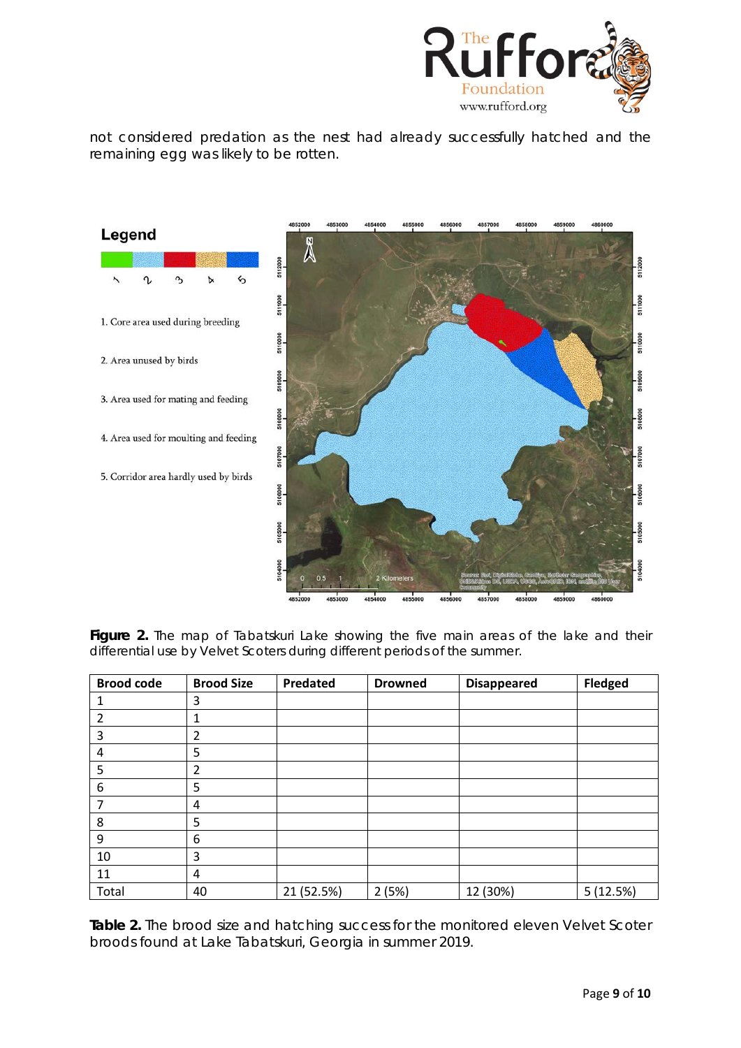not considered predation as the nest had already successfully hatched and the remaining egg was likely to be rotten.

**Figure 2.** The map of Tabatskuri Lake showing the five main areas of the lake and their differential use by Velvet Scoters during different periods of the summer.

| Brood code | Brood Size | Predated | Drowned | Disappeared | Fledged |
|---|---|---|---|---|---|
| 1 | 3 | | | | |
| 2 | 1 | | | | |
| 3 | 2 | | | | |
| 4 | 5 | | | | |
| 5 | 2 | | | | |
| 6 | 5 | | | | |
| 7 | 4 | | | | |
| 8 | 5 | | | | |
| 9 | 6 | | | | |
| 10 | 3 | | | | |
| 11 | 4 | | | | |
| Total | 40 | 21 (52.5%) | 2 (5%) | 12 (30%) | 5 (12.5%) |

**Table 2.** The brood size and hatching success for the monitored eleven Velvet Scoter broods found at Lake Tabatskuri, Georgia in summer 2019.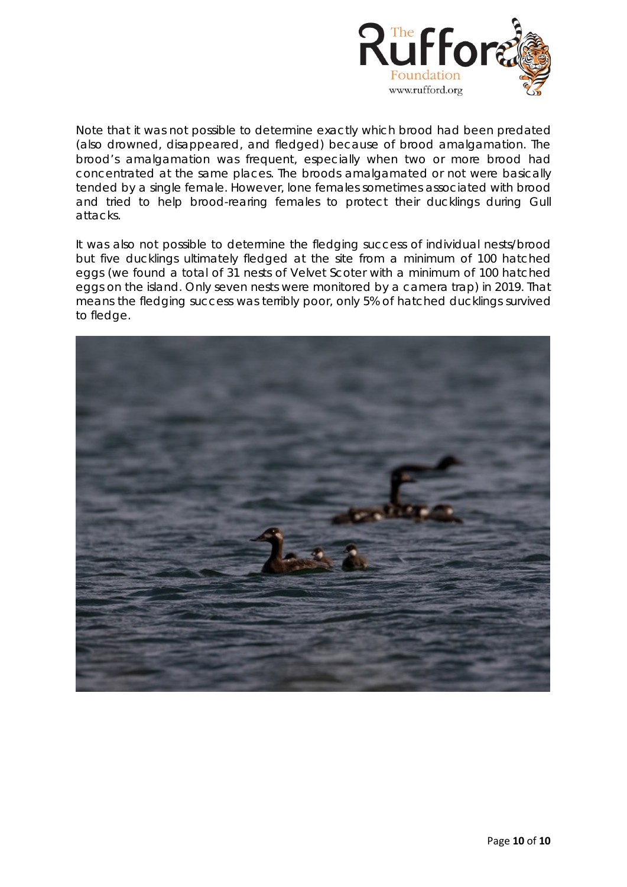Note that it was not possible to determine exactly which brood had been predated (also drowned, disappeared, and fledged) because of brood amalgamation. The brood's amalgamation was frequent, especially when two or more brood had concentrated at the same places. The broods amalgamated or not were basically tended by a single female. However, lone females sometimes associated with brood and tried to help brood-rearing females to protect their ducklings during Gull attacks.

It was also not possible to determine the fledging success of individual nests/brood but five ducklings ultimately fledged at the site from a minimum of 100 hatched eggs (we found a total of 31 nests of Velvet Scoter with a minimum of 100 hatched eggs on the island. Only seven nests were monitored by a camera trap) in 2019. That means the fledging success was terribly poor, only 5% of hatched ducklings survived to fledge.